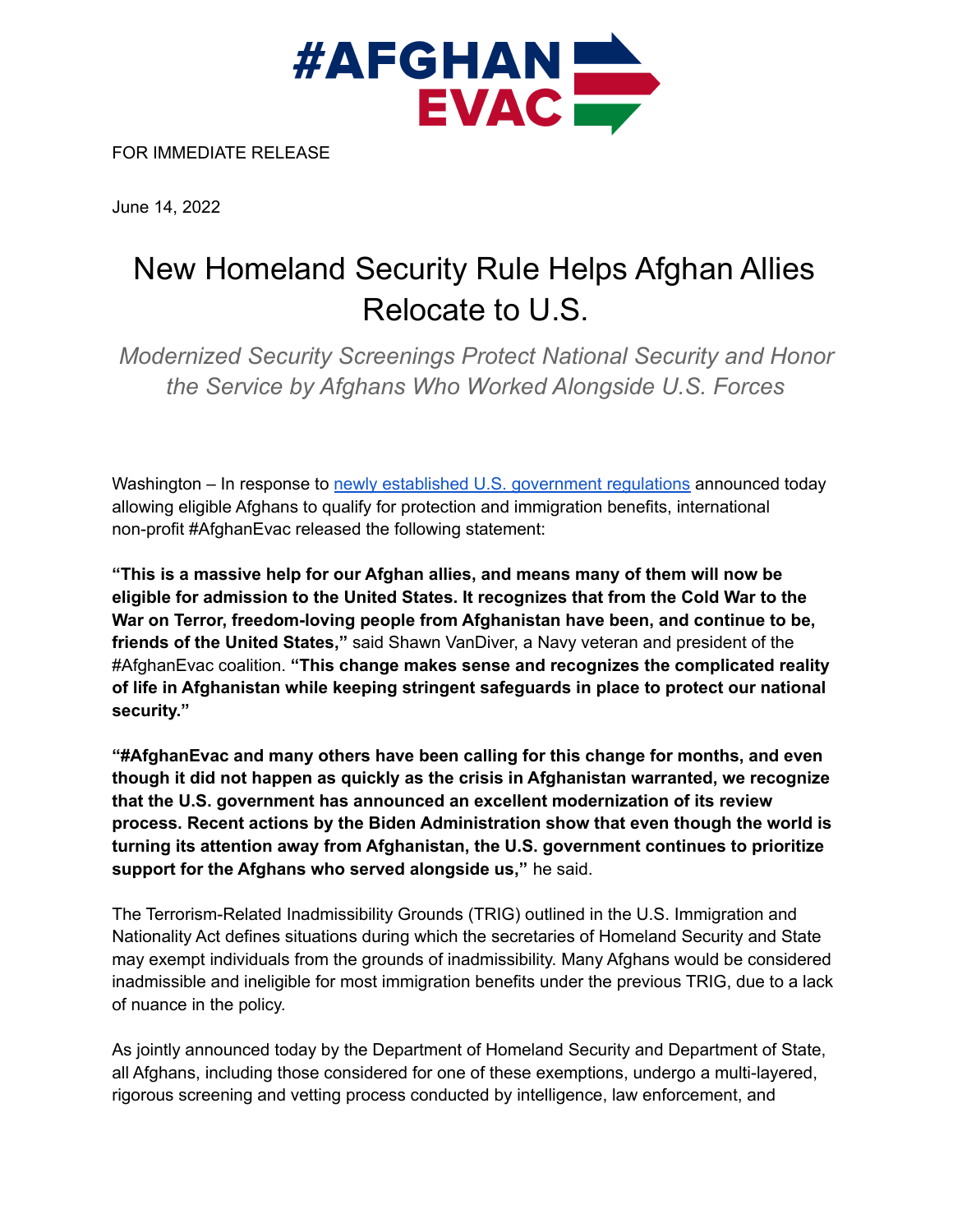#AFGHAN EVAC

FOR IMMEDIATE RELEASE

June 14, 2022

# New Homeland Security Rule Helps Afghan Allies Relocate to U.S.

*Modernized Security Screenings Protect National Security and Honor the Service by Afghans Who Worked Alongside U.S. Forces*

Washington – In response to newly established U.S. government regulations announced today allowing eligible Afghans to qualify for protection and immigration benefits, international non-profit #AfghanEvac released the following statement:

**"This is a massive help for our Afghan allies, and means many of them will now be eligible for admission to the United States. It recognizes that from the Cold War to the War on Terror, freedom-loving people from Afghanistan have been, and continue to be, friends of the United States,"** said Shawn VanDiver, a Navy veteran and president of the #AfghanEvac coalition. **"This change makes sense and recognizes the complicated reality of life in Afghanistan while keeping stringent safeguards in place to protect our national security."**

**"#AfghanEvac and many others have been calling for this change for months, and even though it did not happen as quickly as the crisis in Afghanistan warranted, we recognize that the U.S. government has announced an excellent modernization of its review process. Recent actions by the Biden Administration show that even though the world is turning its attention away from Afghanistan, the U.S. government continues to prioritize support for the Afghans who served alongside us,"** he said.

The Terrorism-Related Inadmissibility Grounds (TRIG) outlined in the U.S. Immigration and Nationality Act defines situations during which the secretaries of Homeland Security and State may exempt individuals from the grounds of inadmissibility. Many Afghans would be considered inadmissible and ineligible for most immigration benefits under the previous TRIG, due to a lack of nuance in the policy.

As jointly announced today by the Department of Homeland Security and Department of State, all Afghans, including those considered for one of these exemptions, undergo a multi-layered, rigorous screening and vetting process conducted by intelligence, law enforcement, and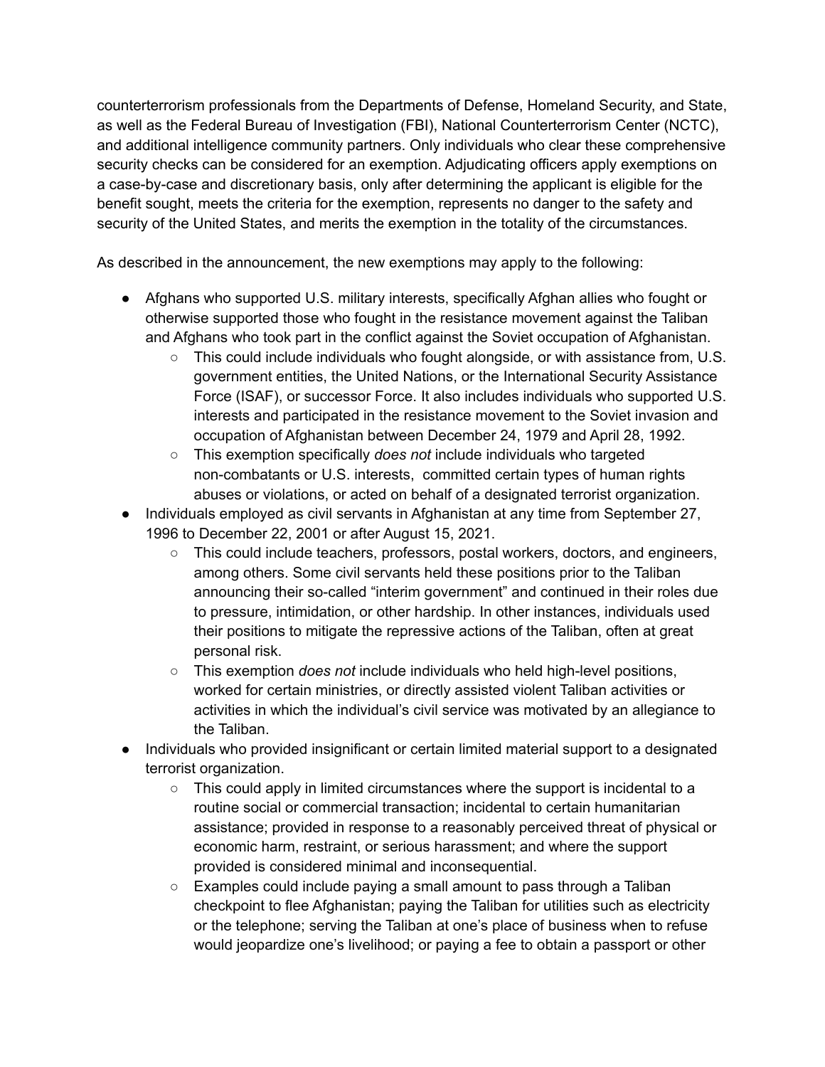counterterrorism professionals from the Departments of Defense, Homeland Security, and State, as well as the Federal Bureau of Investigation (FBI), National Counterterrorism Center (NCTC), and additional intelligence community partners. Only individuals who clear these comprehensive security checks can be considered for an exemption. Adjudicating officers apply exemptions on a case-by-case and discretionary basis, only after determining the applicant is eligible for the benefit sought, meets the criteria for the exemption, represents no danger to the safety and security of the United States, and merits the exemption in the totality of the circumstances.

As described in the announcement, the new exemptions may apply to the following:

- Afghans who supported U.S. military interests, specifically Afghan allies who fought or otherwise supported those who fought in the resistance movement against the Taliban and Afghans who took part in the conflict against the Soviet occupation of Afghanistan.
    - This could include individuals who fought alongside, or with assistance from, U.S. government entities, the United Nations, or the International Security Assistance Force (ISAF), or successor Force. It also includes individuals who supported U.S. interests and participated in the resistance movement to the Soviet invasion and occupation of Afghanistan between December 24, 1979 and April 28, 1992.
    - This exemption specifically *does not* include individuals who targeted non-combatants or U.S. interests, committed certain types of human rights abuses or violations, or acted on behalf of a designated terrorist organization.
- Individuals employed as civil servants in Afghanistan at any time from September 27, 1996 to December 22, 2001 or after August 15, 2021.
    - This could include teachers, professors, postal workers, doctors, and engineers, among others. Some civil servants held these positions prior to the Taliban announcing their so-called "interim government" and continued in their roles due to pressure, intimidation, or other hardship. In other instances, individuals used their positions to mitigate the repressive actions of the Taliban, often at great personal risk.
    - This exemption *does not* include individuals who held high-level positions, worked for certain ministries, or directly assisted violent Taliban activities or activities in which the individual's civil service was motivated by an allegiance to the Taliban.
- Individuals who provided insignificant or certain limited material support to a designated terrorist organization.
    - This could apply in limited circumstances where the support is incidental to a routine social or commercial transaction; incidental to certain humanitarian assistance; provided in response to a reasonably perceived threat of physical or economic harm, restraint, or serious harassment; and where the support provided is considered minimal and inconsequential.
    - Examples could include paying a small amount to pass through a Taliban checkpoint to flee Afghanistan; paying the Taliban for utilities such as electricity or the telephone; serving the Taliban at one's place of business when to refuse would jeopardize one's livelihood; or paying a fee to obtain a passport or other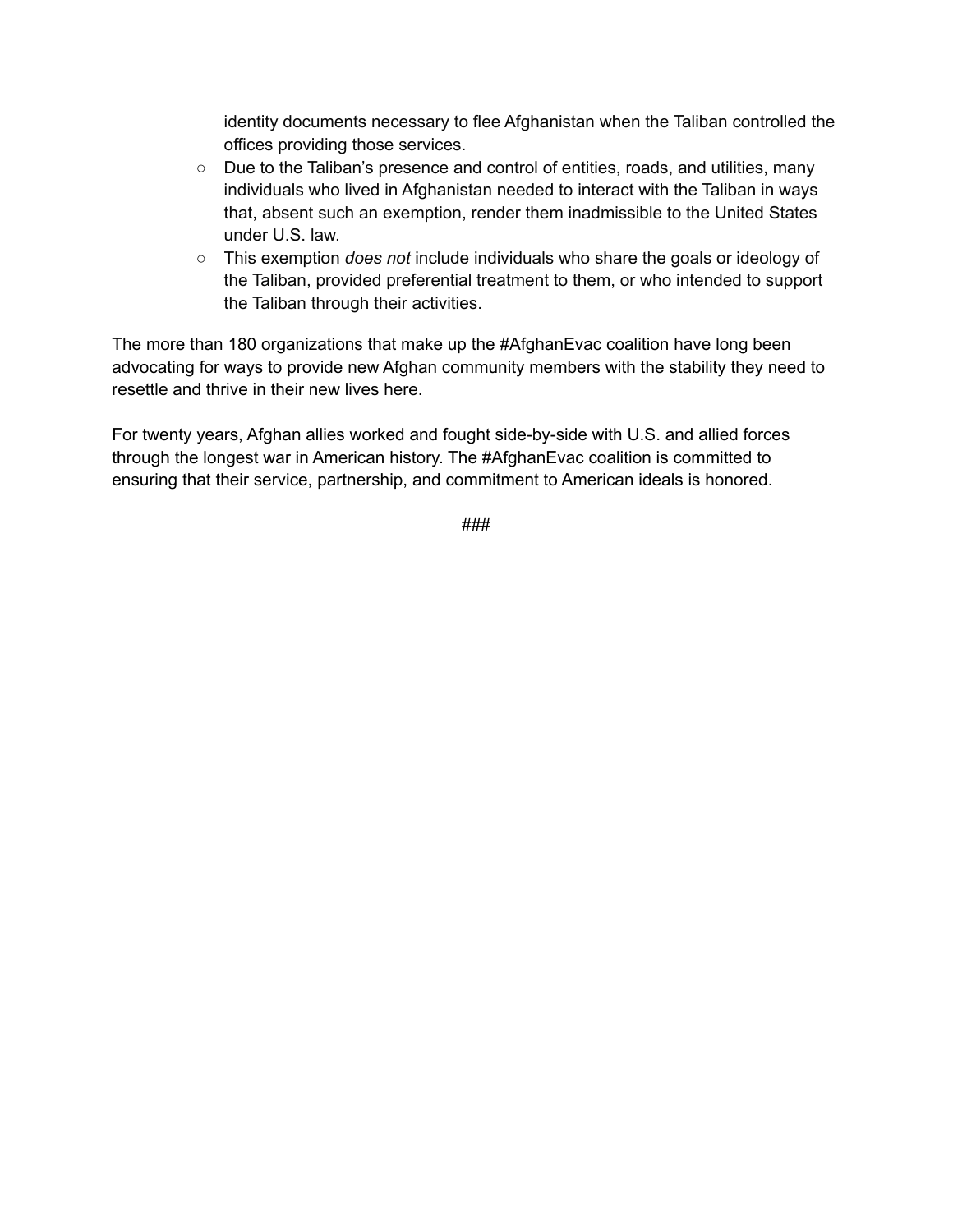identity documents necessary to flee Afghanistan when the Taliban controlled the offices providing those services.

  - Due to the Taliban's presence and control of entities, roads, and utilities, many individuals who lived in Afghanistan needed to interact with the Taliban in ways that, absent such an exemption, render them inadmissible to the United States under U.S. law.
  - This exemption *does not* include individuals who share the goals or ideology of the Taliban, provided preferential treatment to them, or who intended to support the Taliban through their activities.

The more than 180 organizations that make up the #AfghanEvac coalition have long been advocating for ways to provide new Afghan community members with the stability they need to resettle and thrive in their new lives here.

For twenty years, Afghan allies worked and fought side-by-side with U.S. and allied forces through the longest war in American history. The #AfghanEvac coalition is committed to ensuring that their service, partnership, and commitment to American ideals is honored.

###